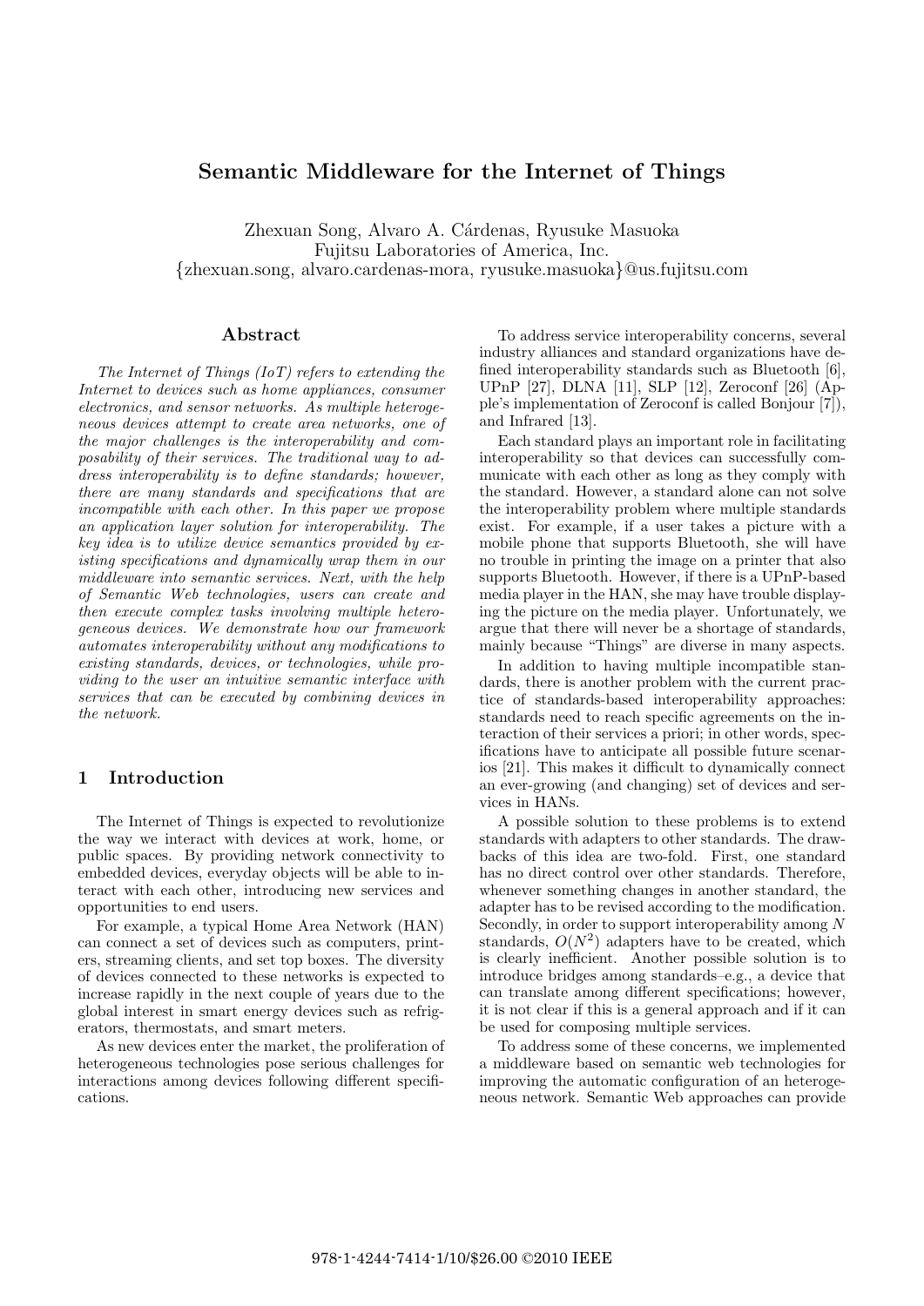# Semantic Middleware for the Internet of Things

Zhexuan Song, Alvaro A. Cárdenas, Ryusuke Masuoka
Fujitsu Laboratories of America, Inc.
{zhexuan.song, alvaro.cardenas-mora, ryusuke.masuoka}@us.fujitsu.com

## Abstract

*The Internet of Things (IoT) refers to extending the Internet to devices such as home appliances, consumer electronics, and sensor networks. As multiple heterogeneous devices attempt to create area networks, one of the major challenges is the interoperability and composability of their services. The traditional way to address interoperability is to define standards; however, there are many standards and specifications that are incompatible with each other. In this paper we propose an application layer solution for interoperability. The key idea is to utilize device semantics provided by existing specifications and dynamically wrap them in our middleware into semantic services. Next, with the help of Semantic Web technologies, users can create and then execute complex tasks involving multiple heterogeneous devices. We demonstrate how our framework automates interoperability without any modifications to existing standards, devices, or technologies, while providing to the user an intuitive semantic interface with services that can be executed by combining devices in the network.*

## 1 Introduction

The Internet of Things is expected to revolutionize the way we interact with devices at work, home, or public spaces. By providing network connectivity to embedded devices, everyday objects will be able to interact with each other, introducing new services and opportunities to end users.

For example, a typical Home Area Network (HAN) can connect a set of devices such as computers, printers, streaming clients, and set top boxes. The diversity of devices connected to these networks is expected to increase rapidly in the next couple of years due to the global interest in smart energy devices such as refrigerators, thermostats, and smart meters.

As new devices enter the market, the proliferation of heterogeneous technologies pose serious challenges for interactions among devices following different specifications.

To address service interoperability concerns, several industry alliances and standard organizations have defined interoperability standards such as Bluetooth [6], UPnP [27], DLNA [11], SLP [12], Zeroconf [26] (Apple's implementation of Zeroconf is called Bonjour [7]), and Infrared [13].

Each standard plays an important role in facilitating interoperability so that devices can successfully communicate with each other as long as they comply with the standard. However, a standard alone can not solve the interoperability problem where multiple standards exist. For example, if a user takes a picture with a mobile phone that supports Bluetooth, she will have no trouble in printing the image on a printer that also supports Bluetooth. However, if there is a UPnP-based media player in the HAN, she may have trouble displaying the picture on the media player. Unfortunately, we argue that there will never be a shortage of standards, mainly because "Things" are diverse in many aspects.

In addition to having multiple incompatible standards, there is another problem with the current practice of standards-based interoperability approaches: standards need to reach specific agreements on the interaction of their services a priori; in other words, specifications have to anticipate all possible future scenarios [21]. This makes it difficult to dynamically connect an ever-growing (and changing) set of devices and services in HANs.

A possible solution to these problems is to extend standards with adapters to other standards. The drawbacks of this idea are two-fold. First, one standard has no direct control over other standards. Therefore, whenever something changes in another standard, the adapter has to be revised according to the modification. Secondly, in order to support interoperability among $N$ standards, $O(N^2)$ adapters have to be created, which is clearly inefficient. Another possible solution is to introduce bridges among standards–e.g., a device that can translate among different specifications; however, it is not clear if this is a general approach and if it can be used for composing multiple services.

To address some of these concerns, we implemented a middleware based on semantic web technologies for improving the automatic configuration of an heterogeneous network. Semantic Web approaches can provide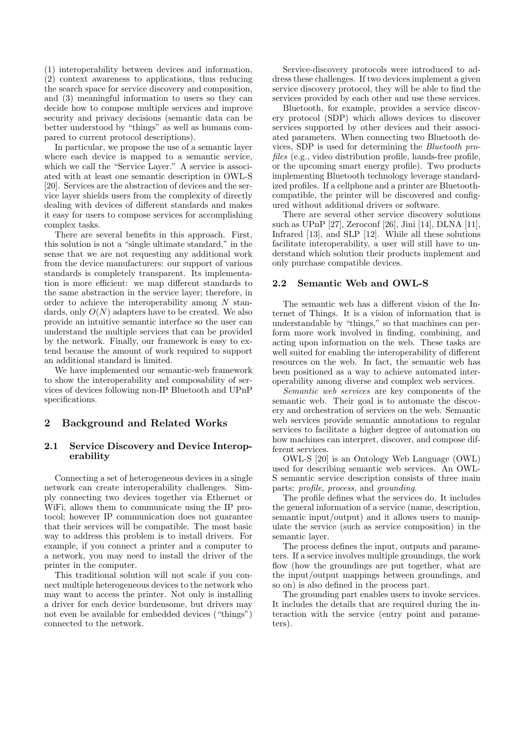(1) interoperability between devices and information, (2) context awareness to applications, thus reducing the search space for service discovery and composition, and (3) meaningful information to users so they can decide how to compose multiple services and improve security and privacy decisions (semantic data can be better understood by "things" as well as humans compared to current protocol descriptions).

In particular, we propose the use of a semantic layer where each device is mapped to a semantic service, which we call the "Service Layer." A service is associated with at least one semantic description in OWL-S [20]. Services are the abstraction of devices and the service layer shields users from the complexity of directly dealing with devices of different standards and makes it easy for users to compose services for accomplishing complex tasks.

There are several benefits in this approach. First, this solution is not a "single ultimate standard," in the sense that we are not requesting any additional work from the device manufacturers: our support of various standards is completely transparent. Its implementation is more efficient: we map different standards to the same abstraction in the service layer; therefore, in order to achieve the interoperability among $N$ standards, only $O(N)$ adapters have to be created. We also provide an intuitive semantic interface so the user can understand the multiple services that can be provided by the network. Finally, our framework is easy to extend because the amount of work required to support an additional standard is limited.

We have implemented our semantic-web framework to show the interoperability and composability of services of devices following non-IP Bluetooth and UPnP specifications.

## 2 Background and Related Works

### 2.1 Service Discovery and Device Interoperability

Connecting a set of heterogeneous devices in a single network can create interoperability challenges. Simply connecting two devices together via Ethernet or WiFi, allows them to communicate using the IP protocol; however IP communication does not guarantee that their services will be compatible. The most basic way to address this problem is to install drivers. For example, if you connect a printer and a computer to a network, you may need to install the driver of the printer in the computer.

This traditional solution will not scale if you connect multiple heterogeneous devices to the network who may want to access the printer. Not only is installing a driver for each device burdensome, but drivers may not even be available for embedded devices ("things") connected to the network.

Service-discovery protocols were introduced to address these challenges. If two devices implement a given service discovery protocol, they will be able to find the services provided by each other and use these services.

Bluetooth, for example, provides a service discovery protocol (SDP) which allows devices to discover services supported by other devices and their associated parameters. When connecting two Bluetooth devices, SDP is used for determining the *Bluetooth profiles* (e.g., video distribution profile, hands-free profile, or the upcoming smart energy profile). Two products implementing Bluetooth technology leverage standardized profiles. If a cellphone and a printer are Bluetooth-compatible, the printer will be discovered and configured without additional drivers or software.

There are several other service discovery solutions such as UPnP [27], Zeroconf [26], Jini [14], DLNA [11], Infrared [13], and SLP [12]. While all these solutions facilitate interoperability, a user will still have to understand which solution their products implement and only purchase compatible devices.

### 2.2 Semantic Web and OWL-S

The semantic web has a different vision of the Internet of Things. It is a vision of information that is understandable by "things," so that machines can perform more work involved in finding, combining, and acting upon information on the web. These tasks are well suited for enabling the interoperability of different resources on the web. In fact, the semantic web has been positioned as a way to achieve automated interoperability among diverse and complex web services.

*Semantic web services* are key components of the semantic web. Their goal is to automate the discovery and orchestration of services on the web. Semantic web services provide semantic annotations to regular services to facilitate a higher degree of automation on how machines can interpret, discover, and compose different services.

OWL-S [20] is an Ontology Web Language (OWL) used for describing semantic web services. An OWL-S semantic service description consists of three main parts: *profile, process,* and *grounding*.

The profile defines what the services do. It includes the general information of a service (name, description, semantic input/output) and it allows users to manipulate the service (such as service composition) in the semantic layer.

The process defines the input, outputs and parameters. If a service involves multiple groundings, the work flow (how the groundings are put together, what are the input/output mappings between groundings, and so on) is also defined in the process part.

The grounding part enables users to invoke services. It includes the details that are required during the interaction with the service (entry point and parameters).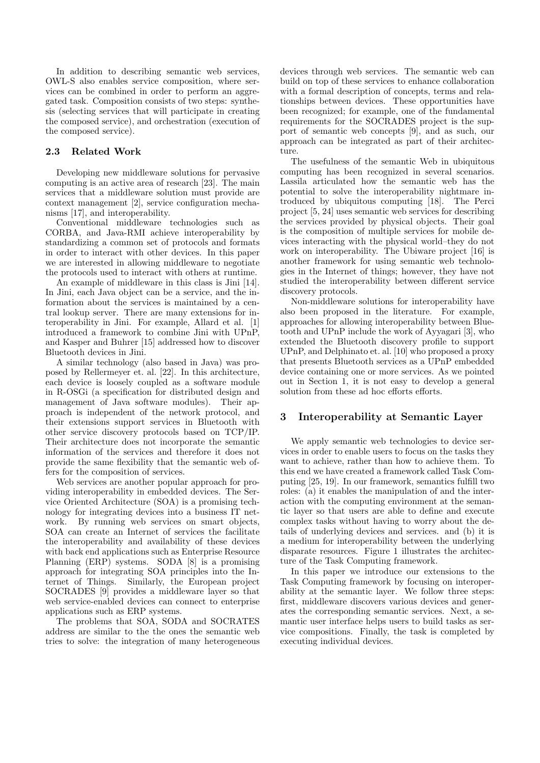In addition to describing semantic web services, OWL-S also enables service composition, where services can be combined in order to perform an aggregated task. Composition consists of two steps: synthesis (selecting services that will participate in creating the composed service), and orchestration (execution of the composed service).

### 2.3 Related Work

Developing new middleware solutions for pervasive computing is an active area of research [23]. The main services that a middleware solution must provide are context management [2], service configuration mechanisms [17], and interoperability.

Conventional middleware technologies such as CORBA, and Java-RMI achieve interoperability by standardizing a common set of protocols and formats in order to interact with other devices. In this paper we are interested in allowing middleware to negotiate the protocols used to interact with others at runtime.

An example of middleware in this class is Jini [14]. In Jini, each Java object can be a service, and the information about the services is maintained by a central lookup server. There are many extensions for interoperability in Jini. For example, Allard et al. [1] introduced a framework to combine Jini with UPnP, and Kasper and Buhrer [15] addressed how to discover Bluetooth devices in Jini.

A similar technology (also based in Java) was proposed by Rellermeyer et. al. [22]. In this architecture, each device is loosely coupled as a software module in R-OSGi (a specification for distributed design and management of Java software modules). Their approach is independent of the network protocol, and their extensions support services in Bluetooth with other service discovery protocols based on TCP/IP. Their architecture does not incorporate the semantic information of the services and therefore it does not provide the same flexibility that the semantic web offers for the composition of services.

Web services are another popular approach for providing interoperability in embedded devices. The Service Oriented Architecture (SOA) is a promising technology for integrating devices into a business IT network. By running web services on smart objects, SOA can create an Internet of services the facilitate the interoperability and availability of these devices with back end applications such as Enterprise Resource Planning (ERP) systems. SODA [8] is a promising approach for integrating SOA principles into the Internet of Things. Similarly, the European project SOCRADES [9] provides a middleware layer so that web service-enabled devices can connect to enterprise applications such as ERP systems.

The problems that SOA, SODA and SOCRATES address are similar to the the ones the semantic web tries to solve: the integration of many heterogeneous devices through web services. The semantic web can build on top of these services to enhance collaboration with a formal description of concepts, terms and relationships between devices. These opportunities have been recognized; for example, one of the fundamental requirements for the SOCRADES project is the support of semantic web concepts [9], and as such, our approach can be integrated as part of their architecture.

The usefulness of the semantic Web in ubiquitous computing has been recognized in several scenarios. Lassila articulated how the semantic web has the potential to solve the interoperability nightmare introduced by ubiquitous computing [18]. The Perci project [5, 24] uses semantic web services for describing the services provided by physical objects. Their goal is the composition of multiple services for mobile devices interacting with the physical world–they do not work on interoperability. The Ubiware project [16] is another framework for using semantic web technologies in the Internet of things; however, they have not studied the interoperability between different service discovery protocols.

Non-middleware solutions for interoperability have also been proposed in the literature. For example, approaches for allowing interoperability between Bluetooth and UPnP include the work of Ayyagari [3], who extended the Bluetooth discovery profile to support UPnP, and Delphinato et. al. [10] who proposed a proxy that presents Bluetooth services as a UPnP embedded device containing one or more services. As we pointed out in Section 1, it is not easy to develop a general solution from these ad hoc efforts efforts.

## 3 Interoperability at Semantic Layer

We apply semantic web technologies to device services in order to enable users to focus on the tasks they want to achieve, rather than how to achieve them. To this end we have created a framework called Task Computing [25, 19]. In our framework, semantics fulfill two roles: (a) it enables the manipulation of and the interaction with the computing environment at the semantic layer so that users are able to define and execute complex tasks without having to worry about the details of underlying devices and services. and (b) it is a medium for interoperability between the underlying disparate resources. Figure 1 illustrates the architecture of the Task Computing framework.

In this paper we introduce our extensions to the Task Computing framework by focusing on interoperability at the semantic layer. We follow three steps: first, middleware discovers various devices and generates the corresponding semantic services. Next, a semantic user interface helps users to build tasks as service compositions. Finally, the task is completed by executing individual devices.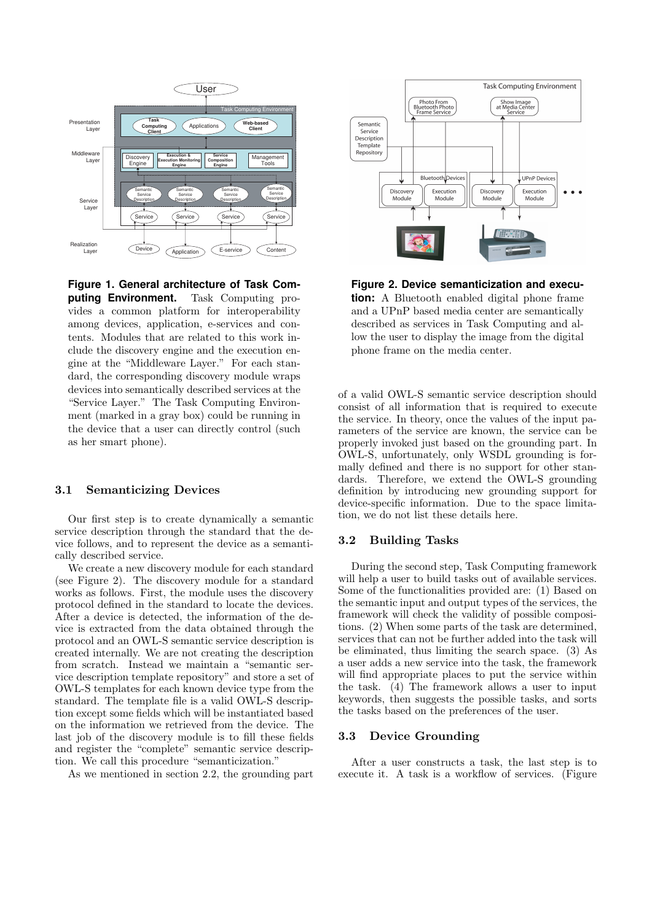User

Task Computing Environment

Presentation Layer

Task Computing Client

Applications

Web-based Client

Middleware Layer

Discovery Engine

Execution & Execution Monitoring Engine

Service Composition Engine

Management Tools

Service Layer

Semantic Service Description

Semantic Service Description

Semantic Service Description

Semantic Service Description

Service

Service

Service

Service

Realization Layer

Device

Application

E-service

Content

**Figure 1. General architecture of Task Computing Environment.** Task Computing provides a common platform for interoperability among devices, application, e-services and contents. Modules that are related to this work include the discovery engine and the execution engine at the "Middleware Layer." For each standard, the corresponding discovery module wraps devices into semantically described services at the "Service Layer." The Task Computing Environment (marked in a gray box) could be running in the device that a user can directly control (such as her smart phone).

Task Computing Environment

Photo From Bluetooth Photo Frame Service

Show Image at Media Center Service

Semantic Service Description Template Repository

Bluetooth Devices

Discovery Module

Execution Module

UPnP Devices

Discovery Module

Execution Module

**Figure 2. Device semanticization and execution:** A Bluetooth enabled digital phone frame and a UPnP based media center are semantically described as services in Task Computing and allow the user to display the image from the digital phone frame on the media center.

## 3.1 Semanticizing Devices

Our first step is to create dynamically a semantic service description through the standard that the device follows, and to represent the device as a semantically described service.

We create a new discovery module for each standard (see Figure 2). The discovery module for a standard works as follows. First, the module uses the discovery protocol defined in the standard to locate the devices. After a device is detected, the information of the device is extracted from the data obtained through the protocol and an OWL-S semantic service description is created internally. We are not creating the description from scratch. Instead we maintain a "semantic service description template repository" and store a set of OWL-S templates for each known device type from the standard. The template file is a valid OWL-S description except some fields which will be instantiated based on the information we retrieved from the device. The last job of the discovery module is to fill these fields and register the "complete" semantic service description. We call this procedure "semanticization."

As we mentioned in section 2.2, the grounding part of a valid OWL-S semantic service description should consist of all information that is required to execute the service. In theory, once the values of the input parameters of the service are known, the service can be properly invoked just based on the grounding part. In OWL-S, unfortunately, only WSDL grounding is formally defined and there is no support for other standards. Therefore, we extend the OWL-S grounding definition by introducing new grounding support for device-specific information. Due to the space limitation, we do not list these details here.

## 3.2 Building Tasks

During the second step, Task Computing framework will help a user to build tasks out of available services. Some of the functionalities provided are: (1) Based on the semantic input and output types of the services, the framework will check the validity of possible compositions. (2) When some parts of the task are determined, services that can not be further added into the task will be eliminated, thus limiting the search space. (3) As a user adds a new service into the task, the framework will find appropriate places to put the service within the task. (4) The framework allows a user to input keywords, then suggests the possible tasks, and sorts the tasks based on the preferences of the user.

## 3.3 Device Grounding

After a user constructs a task, the last step is to execute it. A task is a workflow of services. (Figure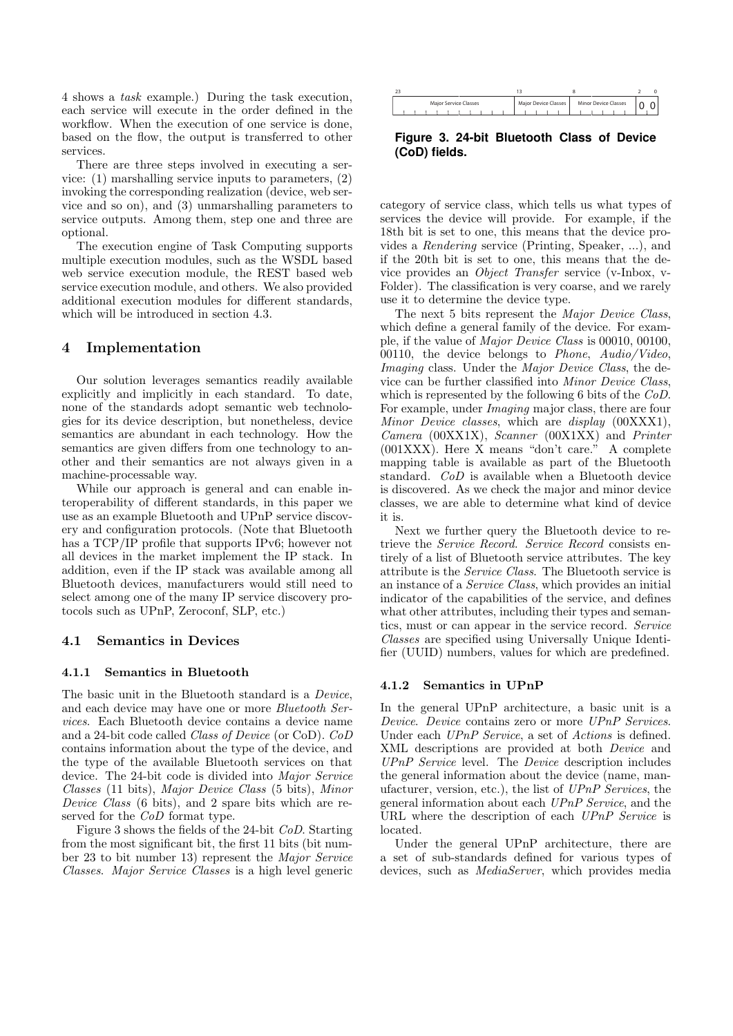4 shows a *task* example.) During the task execution, each service will execute in the order defined in the workflow. When the execution of one service is done, based on the flow, the output is transferred to other services.

There are three steps involved in executing a service: (1) marshalling service inputs to parameters, (2) invoking the corresponding realization (device, web service and so on), and (3) unmarshalling parameters to service outputs. Among them, step one and three are optional.

The execution engine of Task Computing supports multiple execution modules, such as the WSDL based web service execution module, the REST based web service execution module, and others. We also provided additional execution modules for different standards, which will be introduced in section 4.3.

# 4 Implementation

Our solution leverages semantics readily available explicitly and implicitly in each standard. To date, none of the standards adopt semantic web technologies for its device description, but nonetheless, device semantics are abundant in each technology. How the semantics are given differs from one technology to another and their semantics are not always given in a machine-processable way.

While our approach is general and can enable interoperability of different standards, in this paper we use as an example Bluetooth and UPnP service discovery and configuration protocols. (Note that Bluetooth has a TCP/IP profile that supports IPv6; however not all devices in the market implement the IP stack. In addition, even if the IP stack was available among all Bluetooth devices, manufacturers would still need to select among one of the many IP service discovery protocols such as UPnP, Zeroconf, SLP, etc.)

## 4.1 Semantics in Devices

### 4.1.1 Semantics in Bluetooth

The basic unit in the Bluetooth standard is a *Device*, and each device may have one or more *Bluetooth Services*. Each Bluetooth device contains a device name and a 24-bit code called *Class of Device* (or CoD). *CoD* contains information about the type of the device, and the type of the available Bluetooth services on that device. The 24-bit code is divided into *Major Service Classes* (11 bits), *Major Device Class* (5 bits), *Minor Device Class* (6 bits), and 2 spare bits which are reserved for the *CoD* format type.

Figure 3 shows the fields of the 24-bit *CoD*. Starting from the most significant bit, the first 11 bits (bit number 23 to bit number 13) represent the *Major Service Classes*. *Major Service Classes* is a high level generic category of service class, which tells us what types of services the device will provide. For example, if the 18th bit is set to one, this means that the device provides a *Rendering* service (Printing, Speaker, ...), and if the 20th bit is set to one, this means that the device provides an *Object Transfer* service (v-Inbox, v-Folder). The classification is very coarse, and we rarely use it to determine the device type.

| 23 | 13 | 8 | 2 0 |
|---|---|---|---|
| Major Service Classes | Major Device Classes | Minor Device Classes | 0 0 |

**Figure 3. 24-bit Bluetooth Class of Device (CoD) fields.**

The next 5 bits represent the *Major Device Class*, which define a general family of the device. For example, if the value of *Major Device Class* is 00010, 00100, 00110, the device belongs to *Phone*, *Audio/Video*, *Imaging* class. Under the *Major Device Class*, the device can be further classified into *Minor Device Class*, which is represented by the following 6 bits of the *CoD*. For example, under *Imaging* major class, there are four *Minor Device classes*, which are *display* (00XXX1), *Camera* (00XX1X), *Scanner* (00X1XX) and *Printer* (001XXX). Here X means "don't care." A complete mapping table is available as part of the Bluetooth standard. *CoD* is available when a Bluetooth device is discovered. As we check the major and minor device classes, we are able to determine what kind of device it is.

Next we further query the Bluetooth device to retrieve the *Service Record*. *Service Record* consists entirely of a list of Bluetooth service attributes. The key attribute is the *Service Class*. The Bluetooth service is an instance of a *Service Class*, which provides an initial indicator of the capabilities of the service, and defines what other attributes, including their types and semantics, must or can appear in the service record. *Service Classes* are specified using Universally Unique Identifier (UUID) numbers, values for which are predefined.

### 4.1.2 Semantics in UPnP

In the general UPnP architecture, a basic unit is a *Device*. *Device* contains zero or more *UPnP Services*. Under each *UPnP Service*, a set of *Actions* is defined. XML descriptions are provided at both *Device* and *UPnP Service* level. The *Device* description includes the general information about the device (name, manufacturer, version, etc.), the list of *UPnP Services*, the general information about each *UPnP Service*, and the URL where the description of each *UPnP Service* is located.

Under the general UPnP architecture, there are a set of sub-standards defined for various types of devices, such as *MediaServer*, which provides media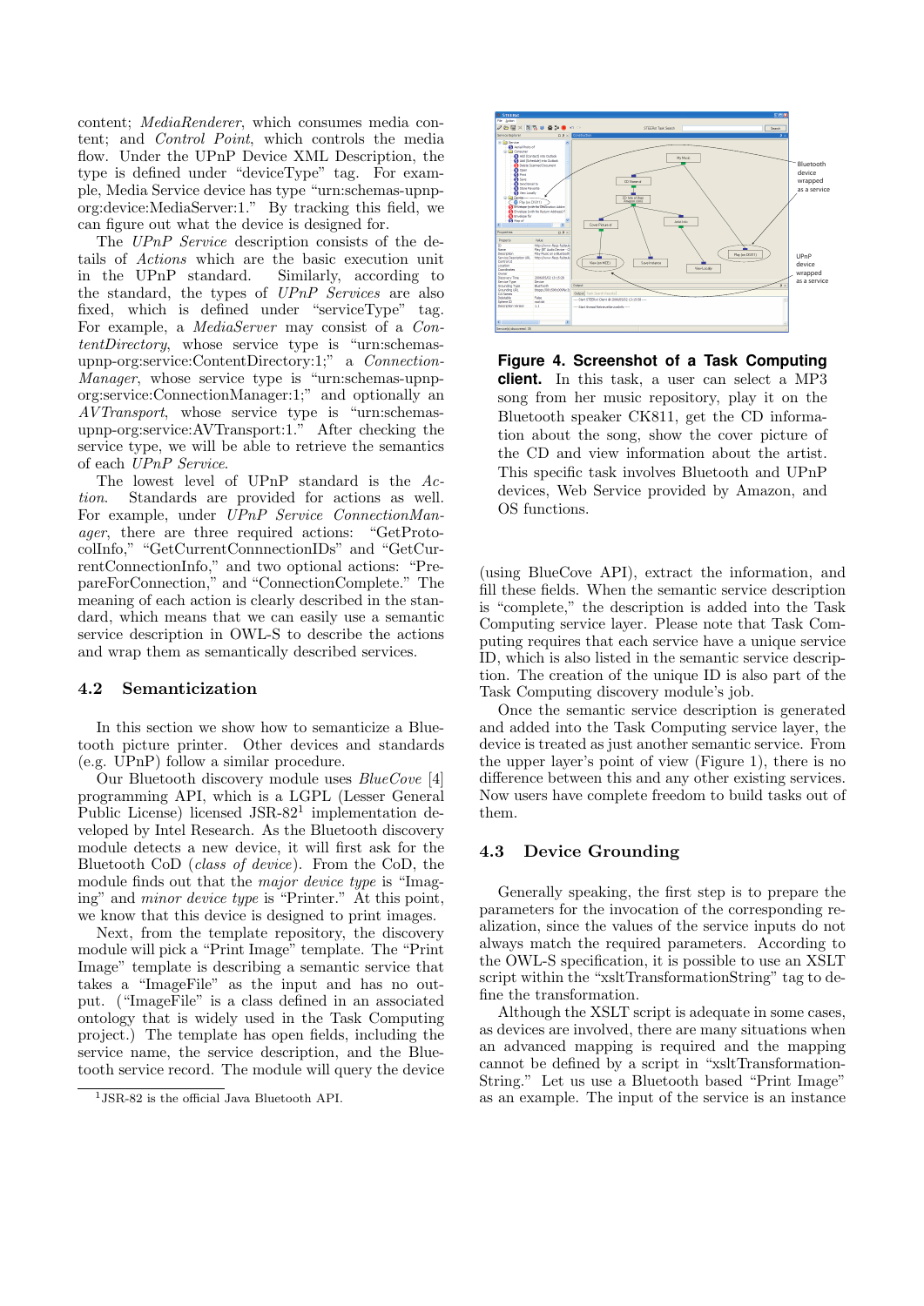content; *MediaRenderer*, which consumes media content; and *Control Point*, which controls the media flow. Under the UPnP Device XML Description, the type is defined under "deviceType" tag. For example, Media Service device has type "urn:schemas-upnp-org:device:MediaServer:1." By tracking this field, we can figure out what the device is designed for.

The *UPnP Service* description consists of the details of *Actions* which are the basic execution unit in the UPnP standard. Similarly, according to the standard, the types of *UPnP Services* are also fixed, which is defined under "serviceType" tag. For example, a *MediaServer* may consist of a *ContentDirectory*, whose service type is "urn:schemas-upnp-org:service:ContentDirectory:1;" a *ConnectionManager*, whose service type is "urn:schemas-upnp-org:service:ConnectionManager:1;" and optionally an *AVTransport*, whose service type is "urn:schemas-upnp-org:service:AVTransport:1." After checking the service type, we will be able to retrieve the semantics of each *UPnP Service*.

The lowest level of UPnP standard is the *Action*. Standards are provided for actions as well. For example, under *UPnP Service ConnectionManager*, there are three required actions: "GetProtocolInfo," "GetCurrentConnnectionIDs" and "GetCurrentConnectionInfo," and two optional actions: "PrepareForConnection," and "ConnectionComplete." The meaning of each action is clearly described in the standard, which means that we can easily use a semantic service description in OWL-S to describe the actions and wrap them as semantically described services.

### 4.2 Semanticization

In this section we show how to semanticize a Bluetooth picture printer. Other devices and standards (e.g. UPnP) follow a similar procedure.

Our Bluetooth discovery module uses *BlueCove* [4] programming API, which is a LGPL (Lesser General Public License) licensed JSR-82[1] implementation developed by Intel Research. As the Bluetooth discovery module detects a new device, it will first ask for the Bluetooth CoD (*class of device*). From the CoD, the module finds out that the *major device type* is "Imaging" and *minor device type* is "Printer." At this point, we know that this device is designed to print images.

Next, from the template repository, the discovery module will pick a "Print Image" template. The "Print Image" template is describing a semantic service that takes a "ImageFile" as the input and has no output. ("ImageFile" is a class defined in an associated ontology that is widely used in the Task Computing project.) The template has open fields, including the service name, the service description, and the Bluetooth service record. The module will query the device

[1]JSR-82 is the official Java Bluetooth API.

**Figure 4. Screenshot of a Task Computing client.** In this task, a user can select a MP3 song from her music repository, play it on the Bluetooth speaker CK811, get the CD information about the song, show the cover picture of the CD and view information about the artist. This specific task involves Bluetooth and UPnP devices, Web Service provided by Amazon, and OS functions.

(using BlueCove API), extract the information, and fill these fields. When the semantic service description is "complete," the description is added into the Task Computing service layer. Please note that Task Computing requires that each service have a unique service ID, which is also listed in the semantic service description. The creation of the unique ID is also part of the Task Computing discovery module's job.

Once the semantic service description is generated and added into the Task Computing service layer, the device is treated as just another semantic service. From the upper layer's point of view (Figure 1), there is no difference between this and any other existing services. Now users have complete freedom to build tasks out of them.

### 4.3 Device Grounding

Generally speaking, the first step is to prepare the parameters for the invocation of the corresponding realization, since the values of the service inputs do not always match the required parameters. According to the OWL-S specification, it is possible to use an XSLT script within the "xsltTransformationString" tag to define the transformation.

Although the XSLT script is adequate in some cases, as devices are involved, there are many situations when an advanced mapping is required and the mapping cannot be defined by a script in "xsltTransformationString." Let us use a Bluetooth based "Print Image" as an example. The input of the service is an instance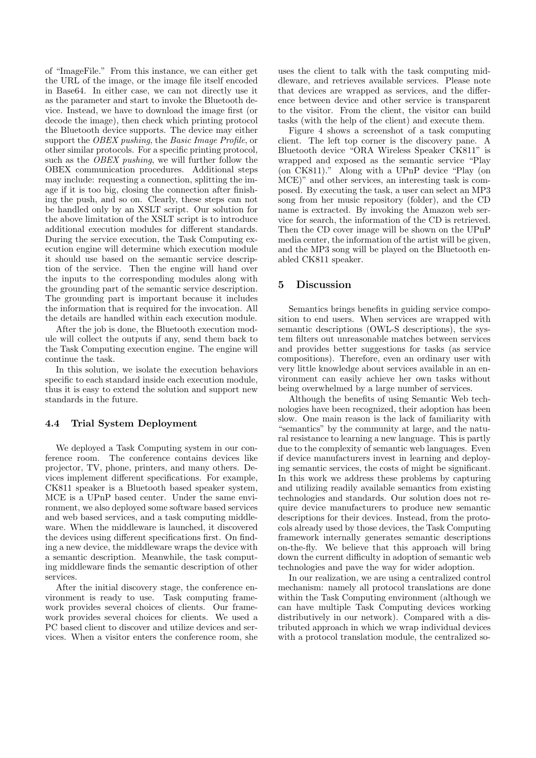of "ImageFile." From this instance, we can either get the URL of the image, or the image file itself encoded in Base64. In either case, we can not directly use it as the parameter and start to invoke the Bluetooth device. Instead, we have to download the image first (or decode the image), then check which printing protocol the Bluetooth device supports. The device may either support the *OBEX pushing*, the *Basic Image Profile*, or other similar protocols. For a specific printing protocol, such as the *OBEX pushing*, we will further follow the OBEX communication procedures. Additional steps may include: requesting a connection, splitting the image if it is too big, closing the connection after finishing the push, and so on. Clearly, these steps can not be handled only by an XSLT script. Our solution for the above limitation of the XSLT script is to introduce additional execution modules for different standards. During the service execution, the Task Computing execution engine will determine which execution module it should use based on the semantic service description of the service. Then the engine will hand over the inputs to the corresponding modules along with the grounding part of the semantic service description. The grounding part is important because it includes the information that is required for the invocation. All the details are handled within each execution module.

After the job is done, the Bluetooth execution module will collect the outputs if any, send them back to the Task Computing execution engine. The engine will continue the task.

In this solution, we isolate the execution behaviors specific to each standard inside each execution module, thus it is easy to extend the solution and support new standards in the future.

### 4.4 Trial System Deployment

We deployed a Task Computing system in our conference room. The conference contains devices like projector, TV, phone, printers, and many others. Devices implement different specifications. For example, CK811 speaker is a Bluetooth based speaker system, MCE is a UPnP based center. Under the same environment, we also deployed some software based services and web based services, and a task computing middleware. When the middleware is launched, it discovered the devices using different specifications first. On finding a new device, the middleware wraps the device with a semantic description. Meanwhile, the task computing middleware finds the semantic description of other services.

After the initial discovery stage, the conference environment is ready to use. Task computing framework provides several choices of clients. Our framework provides several choices for clients. We used a PC based client to discover and utilize devices and services. When a visitor enters the conference room, she uses the client to talk with the task computing middleware, and retrieves available services. Please note that devices are wrapped as services, and the difference between device and other service is transparent to the visitor. From the client, the visitor can build tasks (with the help of the client) and execute them.

Figure 4 shows a screenshot of a task computing client. The left top corner is the discovery pane. A Bluetooth device "ORA Wireless Speaker CK811" is wrapped and exposed as the semantic service "Play (on CK811)." Along with a UPnP device "Play (on MCE)" and other services, an interesting task is composed. By executing the task, a user can select an MP3 song from her music repository (folder), and the CD name is extracted. By invoking the Amazon web service for search, the information of the CD is retrieved. Then the CD cover image will be shown on the UPnP media center, the information of the artist will be given, and the MP3 song will be played on the Bluetooth enabled CK811 speaker.

## 5 Discussion

Semantics brings benefits in guiding service composition to end users. When services are wrapped with semantic descriptions (OWL-S descriptions), the system filters out unreasonable matches between services and provides better suggestions for tasks (as service compositions). Therefore, even an ordinary user with very little knowledge about services available in an environment can easily achieve her own tasks without being overwhelmed by a large number of services.

Although the benefits of using Semantic Web technologies have been recognized, their adoption has been slow. One main reason is the lack of familiarity with "semantics" by the community at large, and the natural resistance to learning a new language. This is partly due to the complexity of semantic web languages. Even if device manufacturers invest in learning and deploying semantic services, the costs of might be significant. In this work we address these problems by capturing and utilizing readily available semantics from existing technologies and standards. Our solution does not require device manufacturers to produce new semantic descriptions for their devices. Instead, from the protocols already used by those devices, the Task Computing framework internally generates semantic descriptions on-the-fly. We believe that this approach will bring down the current difficulty in adoption of semantic web technologies and pave the way for wider adoption.

In our realization, we are using a centralized control mechanism: namely all protocol translations are done within the Task Computing environment (although we can have multiple Task Computing devices working distributively in our network). Compared with a distributed approach in which we wrap individual devices with a protocol translation module, the centralized so-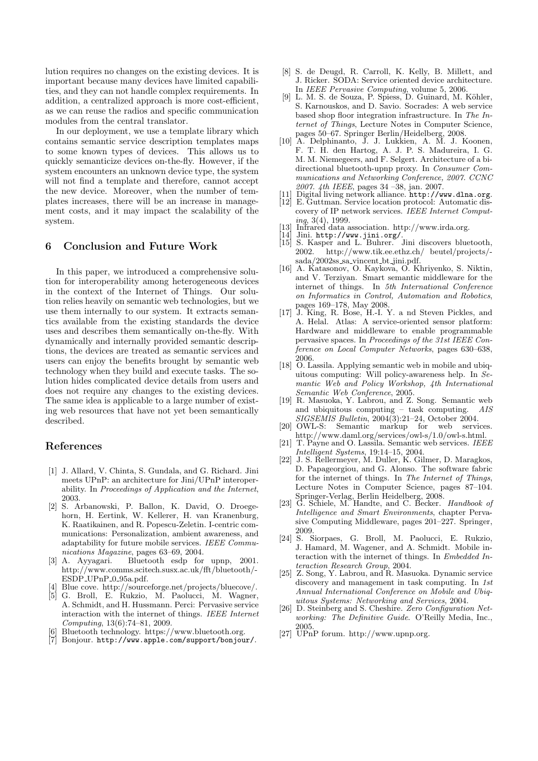lution requires no changes on the existing devices. It is important because many devices have limited capabilities, and they can not handle complex requirements. In addition, a centralized approach is more cost-efficient, as we can reuse the radios and specific communication modules from the central translator.

In our deployment, we use a template library which contains semantic service description templates maps to some known types of devices. This allows us to quickly semanticize devices on-the-fly. However, if the system encounters an unknown device type, the system will not find a template and therefore, cannot accept the new device. Moreover, when the number of templates increases, there will be an increase in management costs, and it may impact the scalability of the system.

## 6 Conclusion and Future Work

In this paper, we introduced a comprehensive solution for interoperability among heterogeneous devices in the context of the Internet of Things. Our solution relies heavily on semantic web technologies, but we use them internally to our system. It extracts semantics available from the existing standards the device uses and describes them semantically on-the-fly. With dynamically and internally provided semantic descriptions, the devices are treated as semantic services and users can enjoy the benefits brought by semantic web technology when they build and execute tasks. The solution hides complicated device details from users and does not require any changes to the existing devices. The same idea is applicable to a large number of existing web resources that have not yet been semantically described.

## References

[1] J. Allard, V. Chinta, S. Gundala, and G. Richard. Jini meets UPnP: an architecture for Jini/UPnP interoperability. In *Proceedings of Application and the Internet*, 2003.

[2] S. Arbanowski, P. Ballon, K. David, O. Droegehorn, H. Eertink, W. Kellerer, H. van Kranenburg, K. Raatikainen, and R. Popescu-Zeletin. I-centric communications: Personalization, ambient awareness, and adaptability for future mobile services. *IEEE Communications Magazine*, pages 63–69, 2004.

[3] A. Ayyagari. Bluetooth esdp for upnp, 2001. http://www.comms.scitech.susx.ac.uk/fft/bluetooth/-ESDP_UPnP_0_95a.pdf.

[4] Blue cove. http://sourceforge.net/projects/bluecove/.

[5] G. Broll, E. Rukzio, M. Paolucci, M. Wagner, A. Schmidt, and H. Hussmann. Perci: Pervasive service interaction with the internet of things. *IEEE Internet Computing*, 13(6):74–81, 2009.

[6] Bluetooth technology. https://www.bluetooth.org.

[7] Bonjour. http://www.apple.com/support/bonjour/.

[8] S. de Deugd, R. Carroll, K. Kelly, B. Millett, and J. Ricker. SODA: Service oriented device architecture. In *IEEE Pervasive Computing*, volume 5, 2006.

[9] L. M. S. de Souza, P. Spiess, D. Guinard, M. Köhler, S. Karnouskos, and D. Savio. Socrades: A web service based shop floor integration infrastructure. In *The Internet of Things*, Lecture Notes in Computer Science, pages 50–67. Springer Berlin/Heidelberg, 2008.

[10] A. Delphinanto, J. J. Lukkien, A. M. J. Koonen, F. T. H. den Hartog, A. J. P. S. Madureira, I. G. M. M. Niemegeers, and F. Selgert. Architecture of a bidirectional bluetooth-upnp proxy. In *Consumer Communications and Networking Conference, 2007. CCNC 2007. 4th IEEE*, pages 34 –38, jan. 2007.

[11] Digital living network alliance. http://www.dlna.org.

[12] E. Guttman. Service location protocol: Automatic discovery of IP network services. *IEEE Internet Computing*, 3(4), 1999.

[13] Infrared data association. http://www.irda.org.

[14] Jini. http://www.jini.org/.

[15] S. Kasper and L. Buhrer. Jini discovers bluetooth, 2002. http://www.tik.ee.ethz.ch/ beutel/projects/-sada/2002ss_sa_vincent_bt_jini.pdf.

[16] A. Katasonov, O. Kaykova, O. Khriyenko, S. Niktin, and V. Terziyan. Smart semantic middleware for the internet of things. In *5th International Conference on Informatics in Control, Automation and Robotics*, pages 169–178, May 2008.

[17] J. King, R. Bose, H.-I. Y. a nd Steven Pickles, and A. Helal. Atlas: A service-oriented sensor platform: Hardware and middleware to enable programmable pervasive spaces. In *Proceedings of the 31st IEEE Conference on Local Computer Networks*, pages 630–638, 2006.

[18] O. Lassila. Applying semantic web in mobile and ubiquitous computing: Will policy-awareness help. In *Semantic Web and Policy Workshop, 4th International Semantic Web Conference*, 2005.

[19] R. Masuoka, Y. Labrou, and Z. Song. Semantic web and ubiquitous computing – task computing. *AIS SIGSEMIS Bulletin*, 2004(3):21–24, October 2004.

[20] OWL-S: Semantic markup for web services. http://www.daml.org/services/owl-s/1.0/owl-s.html.

[21] T. Payne and O. Lassila. Semantic web services. *IEEE Intelligent Systems*, 19:14–15, 2004.

[22] J. S. Rellermeyer, M. Duller, K. Gilmer, D. Maragkos, D. Papageorgiou, and G. Alonso. The software fabric for the internet of things. In *The Internet of Things*, Lecture Notes in Computer Science, pages 87–104. Springer-Verlag, Berlin Heidelberg, 2008.

[23] G. Schiele, M. Handte, and C. Becker. *Handbook of Intelligence and Smart Environments*, chapter Pervasive Computing Middleware, pages 201–227. Springer, 2009.

[24] S. Siorpaes, G. Broll, M. Paolucci, E. Rukzio, J. Hamard, M. Wagener, and A. Schmidt. Mobile interaction with the internet of things. In *Embedded Interaction Research Group*, 2004.

[25] Z. Song, Y. Labrou, and R. Masuoka. Dynamic service discovery and management in task computing. In *1st Annual International Conference on Mobile and Ubiquitous Systems: Networking and Services*, 2004.

[26] D. Steinberg and S. Cheshire. *Zero Configuration Networking: The Definitive Guide*. O'Reilly Media, Inc., 2005.

[27] UPnP forum. http://www.upnp.org.